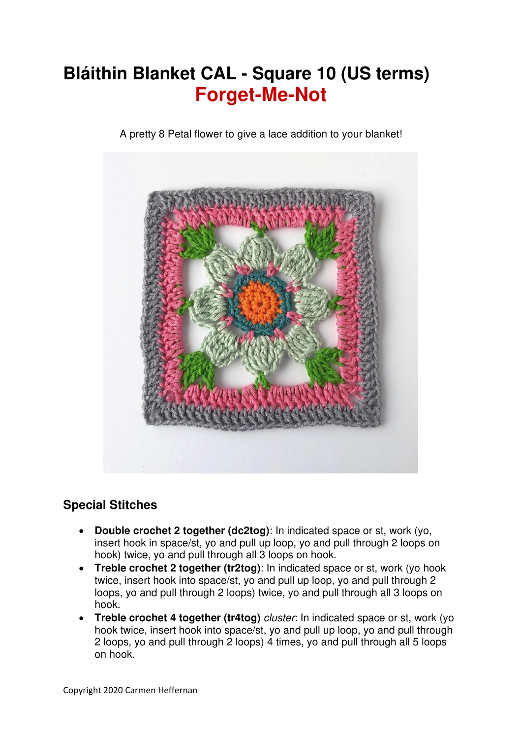# Bláithin Blanket CAL - Square 10 (US terms)
# Forget-Me-Not

A pretty 8 Petal flower to give a lace addition to your blanket!

## Special Stitches

- **Double crochet 2 together (dc2tog)**: In indicated space or st, work (yo, insert hook in space/st, yo and pull up loop, yo and pull through 2 loops on hook) twice, yo and pull through all 3 loops on hook.
- **Treble crochet 2 together (tr2tog)**: In indicated space or st, work (yo hook twice, insert hook into space/st, yo and pull up loop, yo and pull through 2 loops, yo and pull through 2 loops) twice, yo and pull through all 3 loops on hook.
- **Treble crochet 4 together (tr4tog)** *cluster*: In indicated space or st, work (yo hook twice, insert hook into space/st, yo and pull up loop, yo and pull through 2 loops, yo and pull through 2 loops) 4 times, yo and pull through all 5 loops on hook.

Copyright 2020 Carmen Heffernan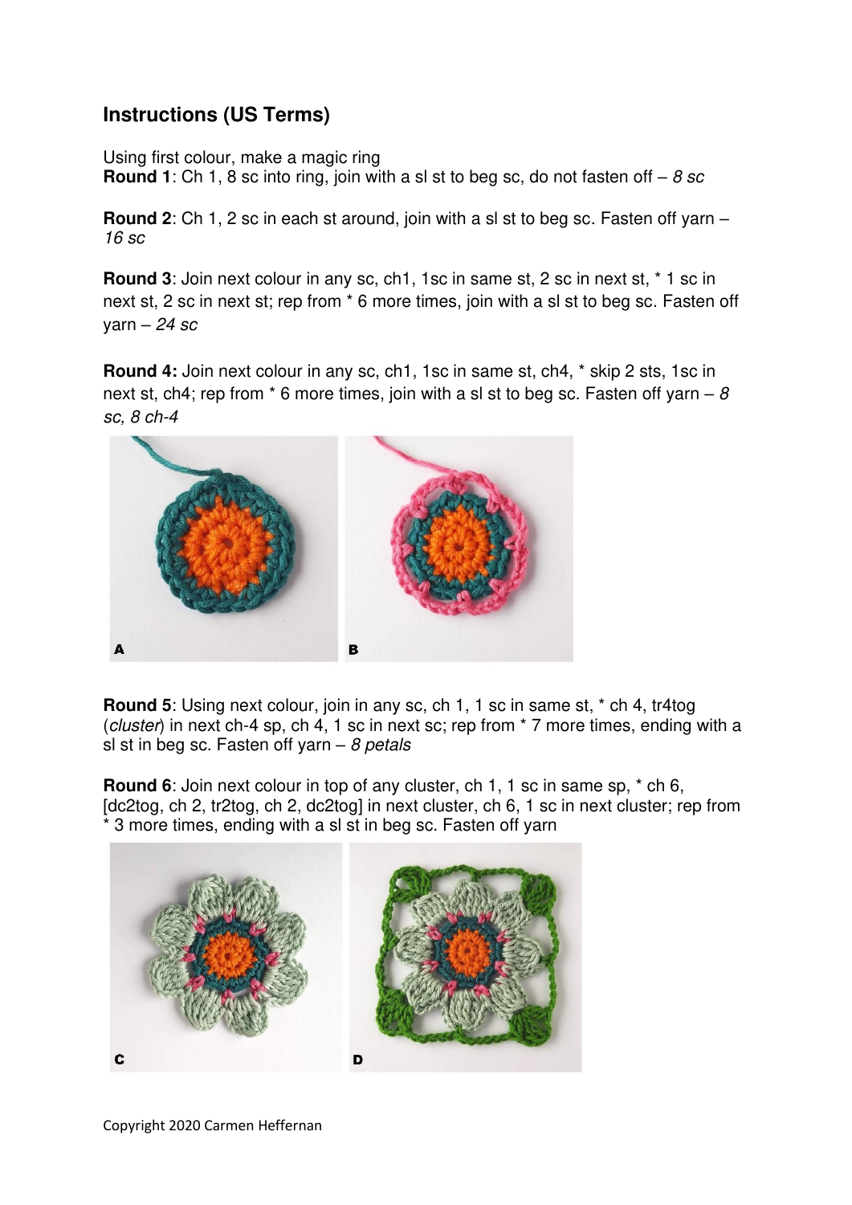## Instructions (US Terms)

Using first colour, make a magic ring
**Round 1**: Ch 1, 8 sc into ring, join with a sl st to beg sc, do not fasten off – *8 sc*

**Round 2**: Ch 1, 2 sc in each st around, join with a sl st to beg sc. Fasten off yarn – *16 sc*

**Round 3**: Join next colour in any sc, ch1, 1sc in same st, 2 sc in next st, * 1 sc in next st, 2 sc in next st; rep from * 6 more times, join with a sl st to beg sc. Fasten off yarn – *24 sc*

**Round 4:** Join next colour in any sc, ch1, 1sc in same st, ch4, * skip 2 sts, 1sc in next st, ch4; rep from * 6 more times, join with a sl st to beg sc. Fasten off yarn – *8 sc, 8 ch-4*

A

B

**Round 5**: Using next colour, join in any sc, ch 1, 1 sc in same st, * ch 4, tr4tog (*cluster*) in next ch-4 sp, ch 4, 1 sc in next sc; rep from * 7 more times, ending with a sl st in beg sc. Fasten off yarn – *8 petals*

**Round 6**: Join next colour in top of any cluster, ch 1, 1 sc in same sp, * ch 6, [dc2tog, ch 2, tr2tog, ch 2, dc2tog] in next cluster, ch 6, 1 sc in next cluster; rep from * 3 more times, ending with a sl st in beg sc. Fasten off yarn

C

D

Copyright 2020 Carmen Heffernan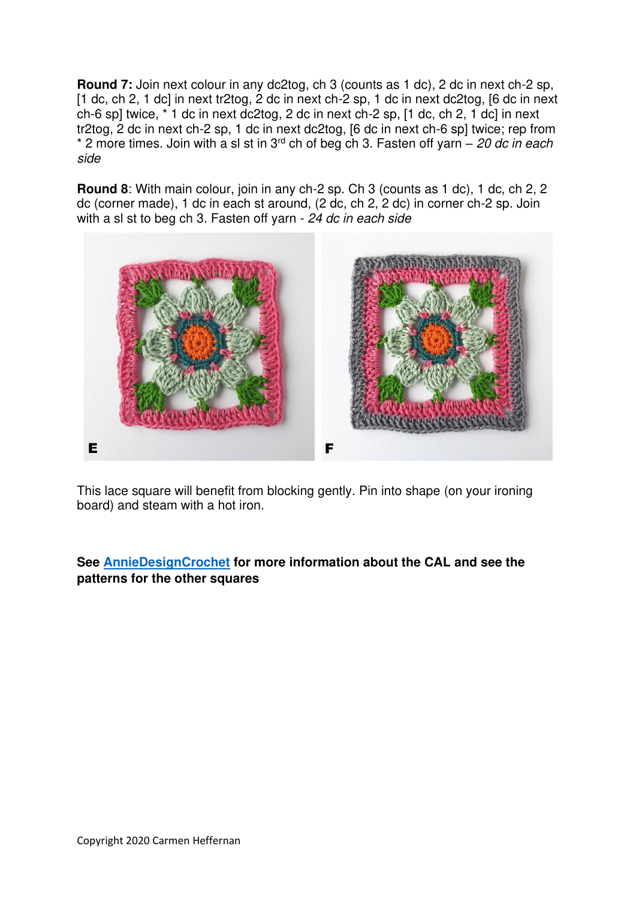**Round 7:** Join next colour in any dc2tog, ch 3 (counts as 1 dc), 2 dc in next ch-2 sp, [1 dc, ch 2, 1 dc] in next tr2tog, 2 dc in next ch-2 sp, 1 dc in next dc2tog, [6 dc in next ch-6 sp] twice, * 1 dc in next dc2tog, 2 dc in next ch-2 sp, [1 dc, ch 2, 1 dc] in next tr2tog, 2 dc in next ch-2 sp, 1 dc in next dc2tog, [6 dc in next ch-6 sp] twice; rep from * 2 more times. Join with a sl st in 3rd ch of beg ch 3. Fasten off yarn – *20 dc in each side*

**Round 8**: With main colour, join in any ch-2 sp. Ch 3 (counts as 1 dc), 1 dc, ch 2, 2 dc (corner made), 1 dc in each st around, (2 dc, ch 2, 2 dc) in corner ch-2 sp. Join with a sl st to beg ch 3. Fasten off yarn - *24 dc in each side*

E

F

This lace square will benefit from blocking gently. Pin into shape (on your ironing board) and steam with a hot iron.

**See [AnnieDesignCrochet] for more information about the CAL and see the patterns for the other squares**

Copyright 2020 Carmen Heffernan